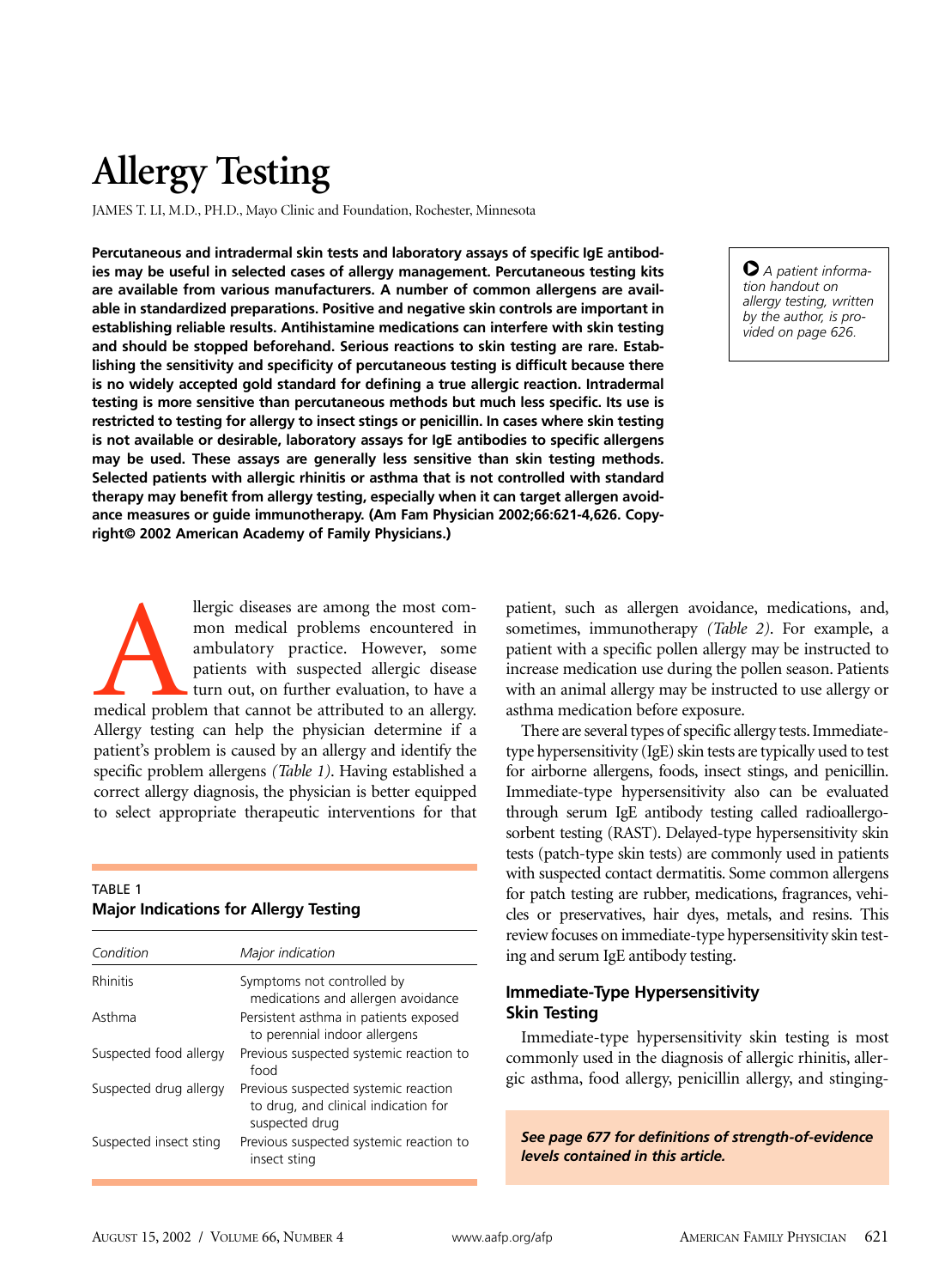# Allergy Testing

JAMES T. LI, M.D., PH.D., Mayo Clinic and Foundation, Rochester, Minnesota

**Percutaneous and intradermal skin tests and laboratory assays of specific IgE antibodies may be useful in selected cases of allergy management. Percutaneous testing kits are available from various manufacturers. A number of common allergens are available in standardized preparations. Positive and negative skin controls are important in establishing reliable results. Antihistamine medications can interfere with skin testing and should be stopped beforehand. Serious reactions to skin testing are rare. Establishing the sensitivity and specificity of percutaneous testing is difficult because there is no widely accepted gold standard for defining a true allergic reaction. Intradermal testing is more sensitive than percutaneous methods but much less specific. Its use is restricted to testing for allergy to insect stings or penicillin. In cases where skin testing is not available or desirable, laboratory assays for IgE antibodies to specific allergens may be used. These assays are generally less sensitive than skin testing methods. Selected patients with allergic rhinitis or asthma that is not controlled with standard therapy may benefit from allergy testing, especially when it can target allergen avoidance measures or guide immunotherapy. (Am Fam Physician 2002;66:621-4,626. Copyright© 2002 American Academy of Family Physicians.)**

*A patient information handout on allergy testing, written by the author, is provided on page 626.*

Allergic diseases are among the most common medical problems encountered in ambulatory practice. However, some patients with suspected allergic disease turn out, on further evaluation, to have a medical problem that cannot be attributed to an allergy. Allergy testing can help the physician determine if a patient's problem is caused by an allergy and identify the specific problem allergens *(Table 1)*. Having established a correct allergy diagnosis, the physician is better equipped to select appropriate therapeutic interventions for that patient, such as allergen avoidance, medications, and, sometimes, immunotherapy *(Table 2)*. For example, a patient with a specific pollen allergy may be instructed to increase medication use during the pollen season. Patients with an animal allergy may be instructed to use allergy or asthma medication before exposure.

TABLE 1
**Major Indications for Allergy Testing**

| *Condition* | *Major indication* |
|---|---|
| Rhinitis | Symptoms not controlled by medications and allergen avoidance |
| Asthma | Persistent asthma in patients exposed to perennial indoor allergens |
| Suspected food allergy | Previous suspected systemic reaction to food |
| Suspected drug allergy | Previous suspected systemic reaction to drug, and clinical indication for suspected drug |
| Suspected insect sting | Previous suspected systemic reaction to insect sting |

There are several types of specific allergy tests. Immediate-type hypersensitivity (IgE) skin tests are typically used to test for airborne allergens, foods, insect stings, and penicillin. Immediate-type hypersensitivity also can be evaluated through serum IgE antibody testing called radioallergosorbent testing (RAST). Delayed-type hypersensitivity skin tests (patch-type skin tests) are commonly used in patients with suspected contact dermatitis. Some common allergens for patch testing are rubber, medications, fragrances, vehicles or preservatives, hair dyes, metals, and resins. This review focuses on immediate-type hypersensitivity skin testing and serum IgE antibody testing.

## Immediate-Type Hypersensitivity Skin Testing

Immediate-type hypersensitivity skin testing is most commonly used in the diagnosis of allergic rhinitis, allergic asthma, food allergy, penicillin allergy, and stinging-

***See page 677 for definitions of strength-of-evidence levels contained in this article.***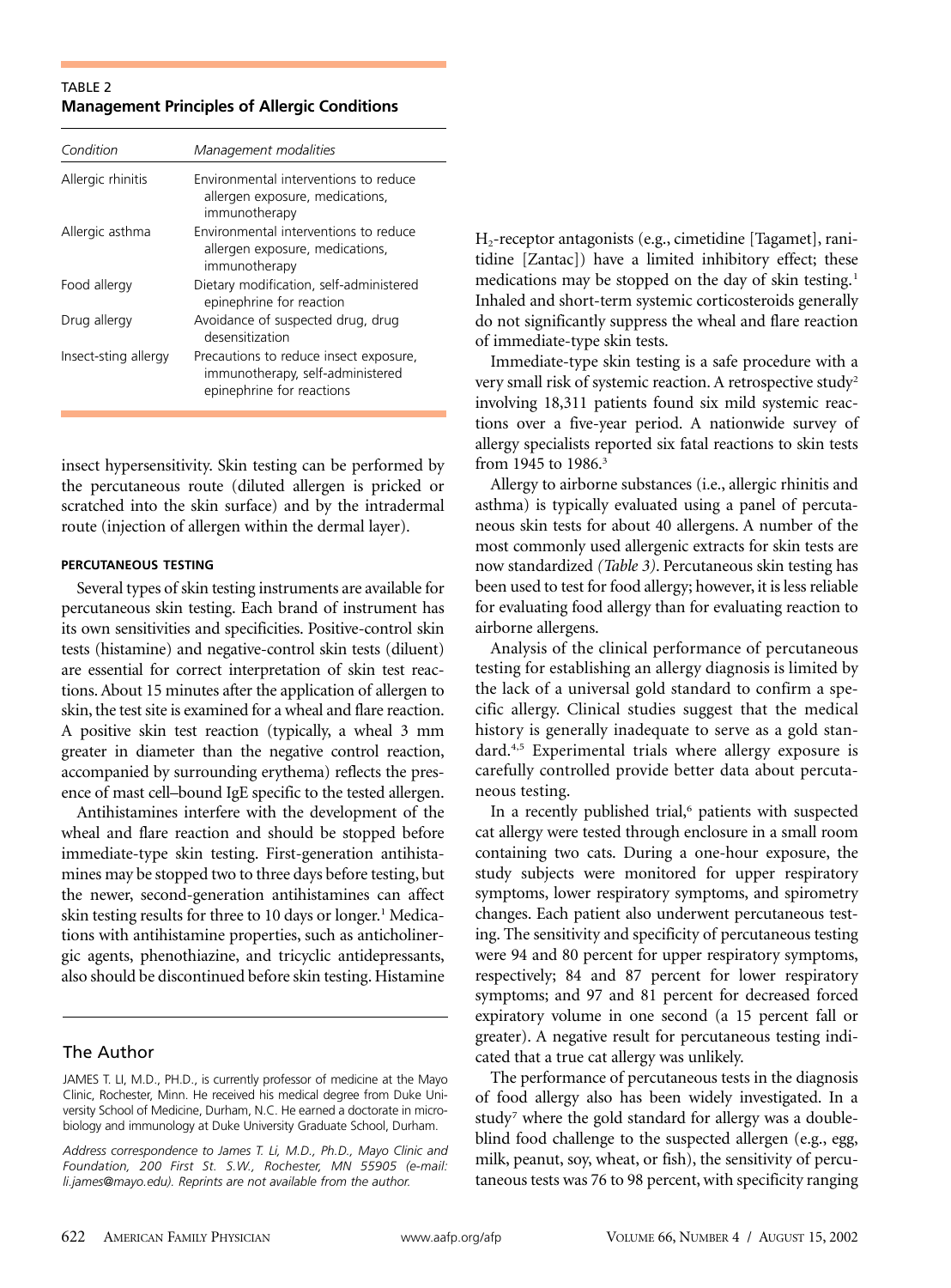TABLE 2
**Management Principles of Allergic Conditions**

| Condition | Management modalities |
|---|---|
| Allergic rhinitis | Environmental interventions to reduce allergen exposure, medications, immunotherapy |
| Allergic asthma | Environmental interventions to reduce allergen exposure, medications, immunotherapy |
| Food allergy | Dietary modification, self-administered epinephrine for reaction |
| Drug allergy | Avoidance of suspected drug, drug desensitization |
| Insect-sting allergy | Precautions to reduce insect exposure, immunotherapy, self-administered epinephrine for reactions |

insect hypersensitivity. Skin testing can be performed by the percutaneous route (diluted allergen is pricked or scratched into the skin surface) and by the intradermal route (injection of allergen within the dermal layer).

#### PERCUTANEOUS TESTING

Several types of skin testing instruments are available for percutaneous skin testing. Each brand of instrument has its own sensitivities and specificities. Positive-control skin tests (histamine) and negative-control skin tests (diluent) are essential for correct interpretation of skin test reactions. About 15 minutes after the application of allergen to skin, the test site is examined for a wheal and flare reaction. A positive skin test reaction (typically, a wheal 3 mm greater in diameter than the negative control reaction, accompanied by surrounding erythema) reflects the presence of mast cell–bound IgE specific to the tested allergen.

Antihistamines interfere with the development of the wheal and flare reaction and should be stopped before immediate-type skin testing. First-generation antihistamines may be stopped two to three days before testing, but the newer, second-generation antihistamines can affect skin testing results for three to 10 days or longer.[1] Medications with antihistamine properties, such as anticholinergic agents, phenothiazine, and tricyclic antidepressants, also should be discontinued before skin testing. Histamine $H_2$-receptor antagonists (e.g., cimetidine [Tagamet], ranitidine [Zantac]) have a limited inhibitory effect; these medications may be stopped on the day of skin testing.[1] Inhaled and short-term systemic corticosteroids generally do not significantly suppress the wheal and flare reaction of immediate-type skin tests.

Immediate-type skin testing is a safe procedure with a very small risk of systemic reaction. A retrospective study[2] involving 18,311 patients found six mild systemic reactions over a five-year period. A nationwide survey of allergy specialists reported six fatal reactions to skin tests from 1945 to 1986.[3]

Allergy to airborne substances (i.e., allergic rhinitis and asthma) is typically evaluated using a panel of percutaneous skin tests for about 40 allergens. A number of the most commonly used allergenic extracts for skin tests are now standardized *(Table 3)*. Percutaneous skin testing has been used to test for food allergy; however, it is less reliable for evaluating food allergy than for evaluating reaction to airborne allergens.

Analysis of the clinical performance of percutaneous testing for establishing an allergy diagnosis is limited by the lack of a universal gold standard to confirm a specific allergy. Clinical studies suggest that the medical history is generally inadequate to serve as a gold standard.[4,5] Experimental trials where allergy exposure is carefully controlled provide better data about percutaneous testing.

In a recently published trial,[6] patients with suspected cat allergy were tested through enclosure in a small room containing two cats. During a one-hour exposure, the study subjects were monitored for upper respiratory symptoms, lower respiratory symptoms, and spirometry changes. Each patient also underwent percutaneous testing. The sensitivity and specificity of percutaneous testing were 94 and 80 percent for upper respiratory symptoms, respectively; 84 and 87 percent for lower respiratory symptoms; and 97 and 81 percent for decreased forced expiratory volume in one second (a 15 percent fall or greater). A negative result for percutaneous testing indicated that a true cat allergy was unlikely.

The performance of percutaneous tests in the diagnosis of food allergy also has been widely investigated. In a study[7] where the gold standard for allergy was a double-blind food challenge to the suspected allergen (e.g., egg, milk, peanut, soy, wheat, or fish), the sensitivity of percutaneous tests was 76 to 98 percent, with specificity ranging

## The Author

JAMES T. LI, M.D., PH.D., is currently professor of medicine at the Mayo Clinic, Rochester, Minn. He received his medical degree from Duke University School of Medicine, Durham, N.C. He earned a doctorate in microbiology and immunology at Duke University Graduate School, Durham.

*Address correspondence to James T. Li, M.D., Ph.D., Mayo Clinic and Foundation, 200 First St. S.W., Rochester, MN 55905 (e-mail: li.james@mayo.edu). Reprints are not available from the author.*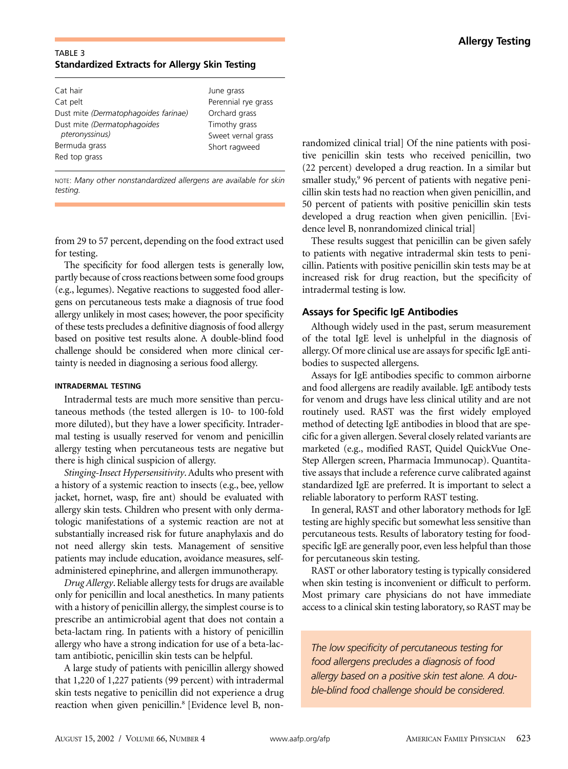**TABLE 3**
**Standardized Extracts for Allergy Skin Testing**

| | |
|---|---|
| Cat hair | June grass |
| Cat pelt | Perennial rye grass |
| Dust mite *(Dermatophagoides farinae)* | Orchard grass |
| Dust mite *(Dermatophagoides pteronyssinus)* | Timothy grass |
| Bermuda grass | Sweet vernal grass |
| Red top grass | Short ragweed |

NOTE: *Many other nonstandardized allergens are available for skin testing.*

from 29 to 57 percent, depending on the food extract used for testing.

The specificity for food allergen tests is generally low, partly because of cross reactions between some food groups (e.g., legumes). Negative reactions to suggested food allergens on percutaneous tests make a diagnosis of true food allergy unlikely in most cases; however, the poor specificity of these tests precludes a definitive diagnosis of food allergy based on positive test results alone. A double-blind food challenge should be considered when more clinical certainty is needed in diagnosing a serious food allergy.

#### INTRADERMAL TESTING

Intradermal tests are much more sensitive than percutaneous methods (the tested allergen is 10- to 100-fold more diluted), but they have a lower specificity. Intradermal testing is usually reserved for venom and penicillin allergy testing when percutaneous tests are negative but there is high clinical suspicion of allergy.

*Stinging-Insect Hypersensitivity*. Adults who present with a history of a systemic reaction to insects (e.g., bee, yellow jacket, hornet, wasp, fire ant) should be evaluated with allergy skin tests. Children who present with only dermatologic manifestations of a systemic reaction are not at substantially increased risk for future anaphylaxis and do not need allergy skin tests. Management of sensitive patients may include education, avoidance measures, self-administered epinephrine, and allergen immunotherapy.

*Drug Allergy*. Reliable allergy tests for drugs are available only for penicillin and local anesthetics. In many patients with a history of penicillin allergy, the simplest course is to prescribe an antimicrobial agent that does not contain a beta-lactam ring. In patients with a history of penicillin allergy who have a strong indication for use of a beta-lactam antibiotic, penicillin skin tests can be helpful.

A large study of patients with penicillin allergy showed that 1,220 of 1,227 patients (99 percent) with intradermal skin tests negative to penicillin did not experience a drug reaction when given penicillin.[8] [Evidence level B, nonrandomized clinical trial] Of the nine patients with positive penicillin skin tests who received penicillin, two (22 percent) developed a drug reaction. In a similar but smaller study,[9] 96 percent of patients with negative penicillin skin tests had no reaction when given penicillin, and 50 percent of patients with positive penicillin skin tests developed a drug reaction when given penicillin. [Evidence level B, nonrandomized clinical trial]

These results suggest that penicillin can be given safely to patients with negative intradermal skin tests to penicillin. Patients with positive penicillin skin tests may be at increased risk for drug reaction, but the specificity of intradermal testing is low.

### Assays for Specific IgE Antibodies

Although widely used in the past, serum measurement of the total IgE level is unhelpful in the diagnosis of allergy. Of more clinical use are assays for specific IgE antibodies to suspected allergens.

Assays for IgE antibodies specific to common airborne and food allergens are readily available. IgE antibody tests for venom and drugs have less clinical utility and are not routinely used. RAST was the first widely employed method of detecting IgE antibodies in blood that are specific for a given allergen. Several closely related variants are marketed (e.g., modified RAST, Quidel QuickVue One-Step Allergen screen, Pharmacia Immunocap). Quantitative assays that include a reference curve calibrated against standardized IgE are preferred. It is important to select a reliable laboratory to perform RAST testing.

In general, RAST and other laboratory methods for IgE testing are highly specific but somewhat less sensitive than percutaneous tests. Results of laboratory testing for food-specific IgE are generally poor, even less helpful than those for percutaneous skin testing.

RAST or other laboratory testing is typically considered when skin testing is inconvenient or difficult to perform. Most primary care physicians do not have immediate access to a clinical skin testing laboratory, so RAST may be

*The low specificity of percutaneous testing for food allergens precludes a diagnosis of food allergy based on a positive skin test alone. A double-blind food challenge should be considered.*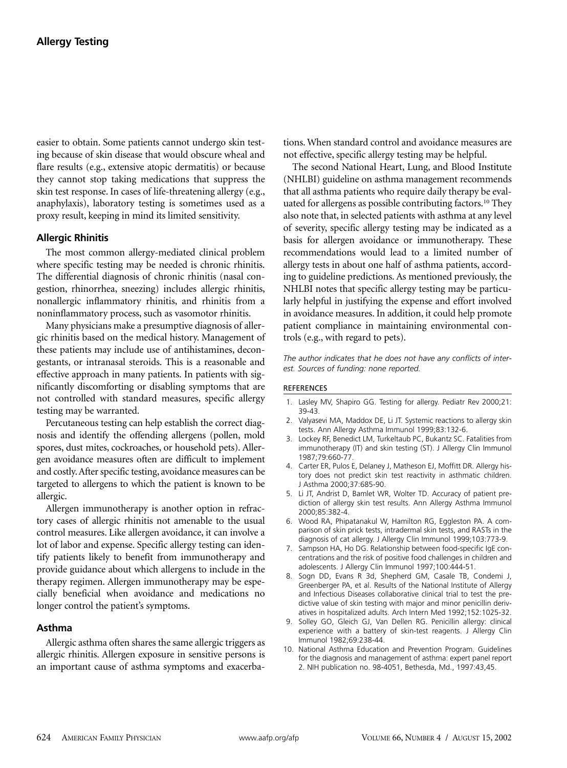easier to obtain. Some patients cannot undergo skin testing because of skin disease that would obscure wheal and flare results (e.g., extensive atopic dermatitis) or because they cannot stop taking medications that suppress the skin test response. In cases of life-threatening allergy (e.g., anaphylaxis), laboratory testing is sometimes used as a proxy result, keeping in mind its limited sensitivity.

### Allergic Rhinitis

The most common allergy-mediated clinical problem where specific testing may be needed is chronic rhinitis. The differential diagnosis of chronic rhinitis (nasal congestion, rhinorrhea, sneezing) includes allergic rhinitis, nonallergic inflammatory rhinitis, and rhinitis from a noninflammatory process, such as vasomotor rhinitis.

Many physicians make a presumptive diagnosis of allergic rhinitis based on the medical history. Management of these patients may include use of antihistamines, decongestants, or intranasal steroids. This is a reasonable and effective approach in many patients. In patients with significantly discomforting or disabling symptoms that are not controlled with standard measures, specific allergy testing may be warranted.

Percutaneous testing can help establish the correct diagnosis and identify the offending allergens (pollen, mold spores, dust mites, cockroaches, or household pets). Allergen avoidance measures often are difficult to implement and costly. After specific testing, avoidance measures can be targeted to allergens to which the patient is known to be allergic.

Allergen immunotherapy is another option in refractory cases of allergic rhinitis not amenable to the usual control measures. Like allergen avoidance, it can involve a lot of labor and expense. Specific allergy testing can identify patients likely to benefit from immunotherapy and provide guidance about which allergens to include in the therapy regimen. Allergen immunotherapy may be especially beneficial when avoidance and medications no longer control the patient's symptoms.

### Asthma

Allergic asthma often shares the same allergic triggers as allergic rhinitis. Allergen exposure in sensitive persons is an important cause of asthma symptoms and exacerbations. When standard control and avoidance measures are not effective, specific allergy testing may be helpful.

The second National Heart, Lung, and Blood Institute (NHLBI) guideline on asthma management recommends that all asthma patients who require daily therapy be evaluated for allergens as possible contributing factors.[10] They also note that, in selected patients with asthma at any level of severity, specific allergy testing may be indicated as a basis for allergen avoidance or immunotherapy. These recommendations would lead to a limited number of allergy tests in about one half of asthma patients, according to guideline predictions. As mentioned previously, the NHLBI notes that specific allergy testing may be particularly helpful in justifying the expense and effort involved in avoidance measures. In addition, it could help promote patient compliance in maintaining environmental controls (e.g., with regard to pets).

*The author indicates that he does not have any conflicts of interest. Sources of funding: none reported.*

#### REFERENCES

1. Lasley MV, Shapiro GG. Testing for allergy. Pediatr Rev 2000;21:39-43.
2. Valyasevi MA, Maddox DE, Li JT. Systemic reactions to allergy skin tests. Ann Allergy Asthma Immunol 1999;83:132-6.
3. Lockey RF, Benedict LM, Turkeltaub PC, Bukantz SC. Fatalities from immunotherapy (IT) and skin testing (ST). J Allergy Clin Immunol 1987;79:660-77.
4. Carter ER, Pulos E, Delaney J, Matheson EJ, Moffitt DR. Allergy history does not predict skin test reactivity in asthmatic children. J Asthma 2000;37:685-90.
5. Li JT, Andrist D, Bamlet WR, Wolter TD. Accuracy of patient prediction of allergy skin test results. Ann Allergy Asthma Immunol 2000;85:382-4.
6. Wood RA, Phipatanakul W, Hamilton RG, Eggleston PA. A comparison of skin prick tests, intradermal skin tests, and RASTs in the diagnosis of cat allergy. J Allergy Clin Immunol 1999;103:773-9.
7. Sampson HA, Ho DG. Relationship between food-specific IgE concentrations and the risk of positive food challenges in children and adolescents. J Allergy Clin Immunol 1997;100:444-51.
8. Sogn DD, Evans R 3d, Shepherd GM, Casale TB, Condemi J, Greenberger PA, et al. Results of the National Institute of Allergy and Infectious Diseases collaborative clinical trial to test the predictive value of skin testing with major and minor penicillin derivatives in hospitalized adults. Arch Intern Med 1992;152:1025-32.
9. Solley GO, Gleich GJ, Van Dellen RG. Penicillin allergy: clinical experience with a battery of skin-test reagents. J Allergy Clin Immunol 1982;69:238-44.
10. National Asthma Education and Prevention Program. Guidelines for the diagnosis and management of asthma: expert panel report 2. NIH publication no. 98-4051, Bethesda, Md., 1997:43,45.